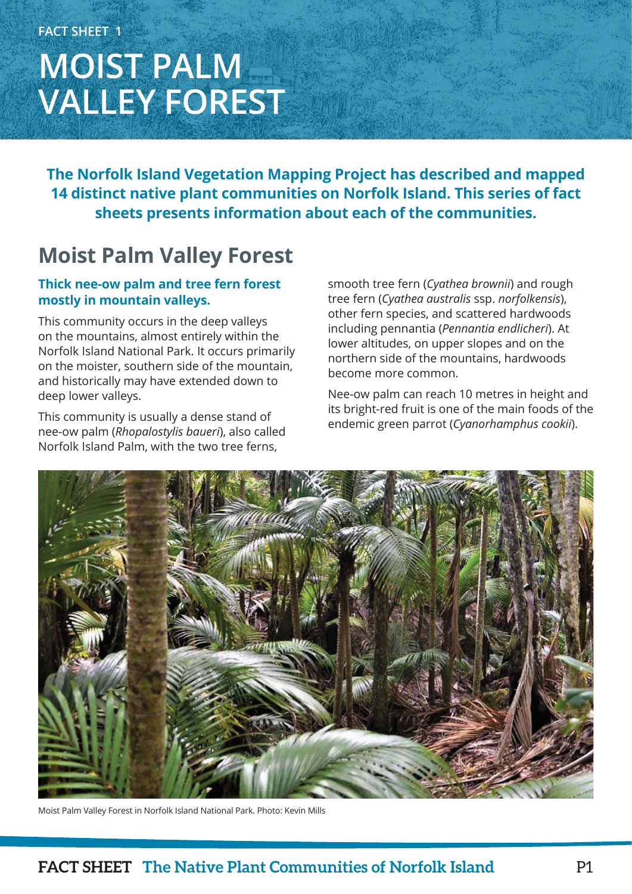FACT SHEET 1

# MOIST PALM VALLEY FOREST

**The Norfolk Island Vegetation Mapping Project has described and mapped 14 distinct native plant communities on Norfolk Island. This series of fact sheets presents information about each of the communities.**

## Moist Palm Valley Forest

### Thick nee-ow palm and tree fern forest mostly in mountain valleys.

This community occurs in the deep valleys on the mountains, almost entirely within the Norfolk Island National Park. It occurs primarily on the moister, southern side of the mountain, and historically may have extended down to deep lower valleys.

This community is usually a dense stand of nee-ow palm (*Rhopalostylis baueri*), also called Norfolk Island Palm, with the two tree ferns, smooth tree fern (*Cyathea brownii*) and rough tree fern (*Cyathea australis* ssp. *norfolkensis*), other fern species, and scattered hardwoods including pennantia (*Pennantia endlicheri*). At lower altitudes, on upper slopes and on the northern side of the mountains, hardwoods become more common.

Nee-ow palm can reach 10 metres in height and its bright-red fruit is one of the main foods of the endemic green parrot (*Cyanorhamphus cookii*).

Moist Palm Valley Forest in Norfolk Island National Park. Photo: Kevin Mills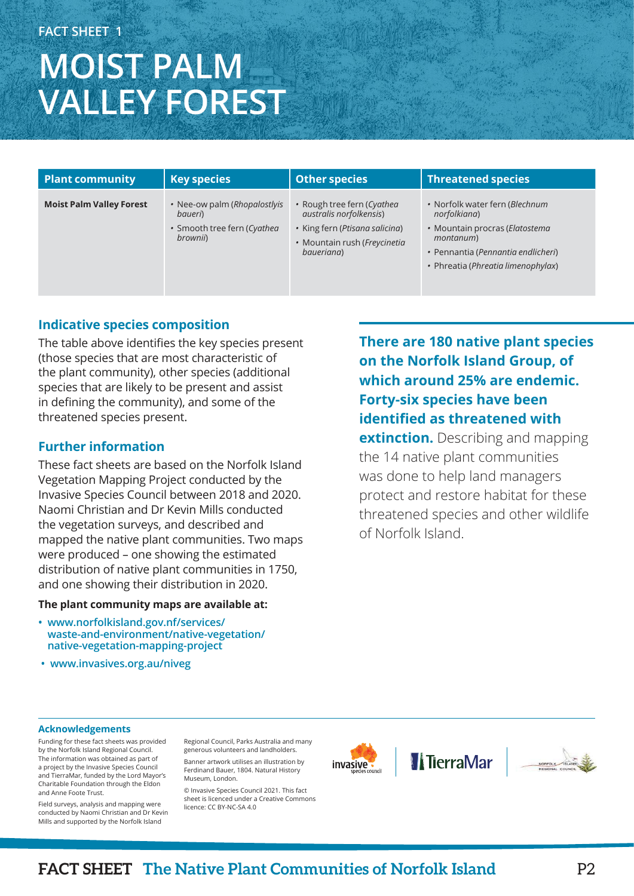FACT SHEET 1

# MOIST PALM VALLEY FOREST

| Plant community | Key species | Other species | Threatened species |
|---|---|---|---|
| **Moist Palm Valley Forest** | • Nee-ow palm (*Rhopalostlyis baueri*)<br>• Smooth tree fern (*Cyathea brownii*) | • Rough tree fern (*Cyathea australis norfolkensis*)<br>• King fern (*Ptisana salicina*)<br>• Mountain rush (*Freycinetia baueriana*) | • Norfolk water fern (*Blechnum norfolkiana*)<br>• Mountain procras (*Elatostema montanum*)<br>• Pennantia (*Pennantia endlicheri*)<br>• Phreatia (*Phreatia limenophylax*) |

## Indicative species composition

The table above identifies the key species present (those species that are most characteristic of the plant community), other species (additional species that are likely to be present and assist in defining the community), and some of the threatened species present.

## Further information

These fact sheets are based on the Norfolk Island Vegetation Mapping Project conducted by the Invasive Species Council between 2018 and 2020. Naomi Christian and Dr Kevin Mills conducted the vegetation surveys, and described and mapped the native plant communities. Two maps were produced – one showing the estimated distribution of native plant communities in 1750, and one showing their distribution in 2020.

**The plant community maps are available at:**

- **www.norfolkisland.gov.nf/services/waste-and-environment/native-vegetation/native-vegetation-mapping-project**
- **www.invasives.org.au/niveg**

**There are 180 native plant species on the Norfolk Island Group, of which around 25% are endemic. Forty-six species have been identified as threatened with extinction.** Describing and mapping the 14 native plant communities was done to help land managers protect and restore habitat for these threatened species and other wildlife of Norfolk Island.

### Acknowledgements

Funding for these fact sheets was provided by the Norfolk Island Regional Council. The information was obtained as part of a project by the Invasive Species Council and TierraMar, funded by the Lord Mayor's Charitable Foundation through the Eldon and Anne Foote Trust.

Field surveys, analysis and mapping were conducted by Naomi Christian and Dr Kevin Mills and supported by the Norfolk Island Regional Council, Parks Australia and many generous volunteers and landholders.

Banner artwork utilises an illustration by Ferdinand Bauer, 1804. Natural History Museum, London.

© Invasive Species Council 2021. This fact sheet is licenced under a Creative Commons licence: CC BY-NC-SA 4.0

**FACT SHEET** The Native Plant Communities of Norfolk Island